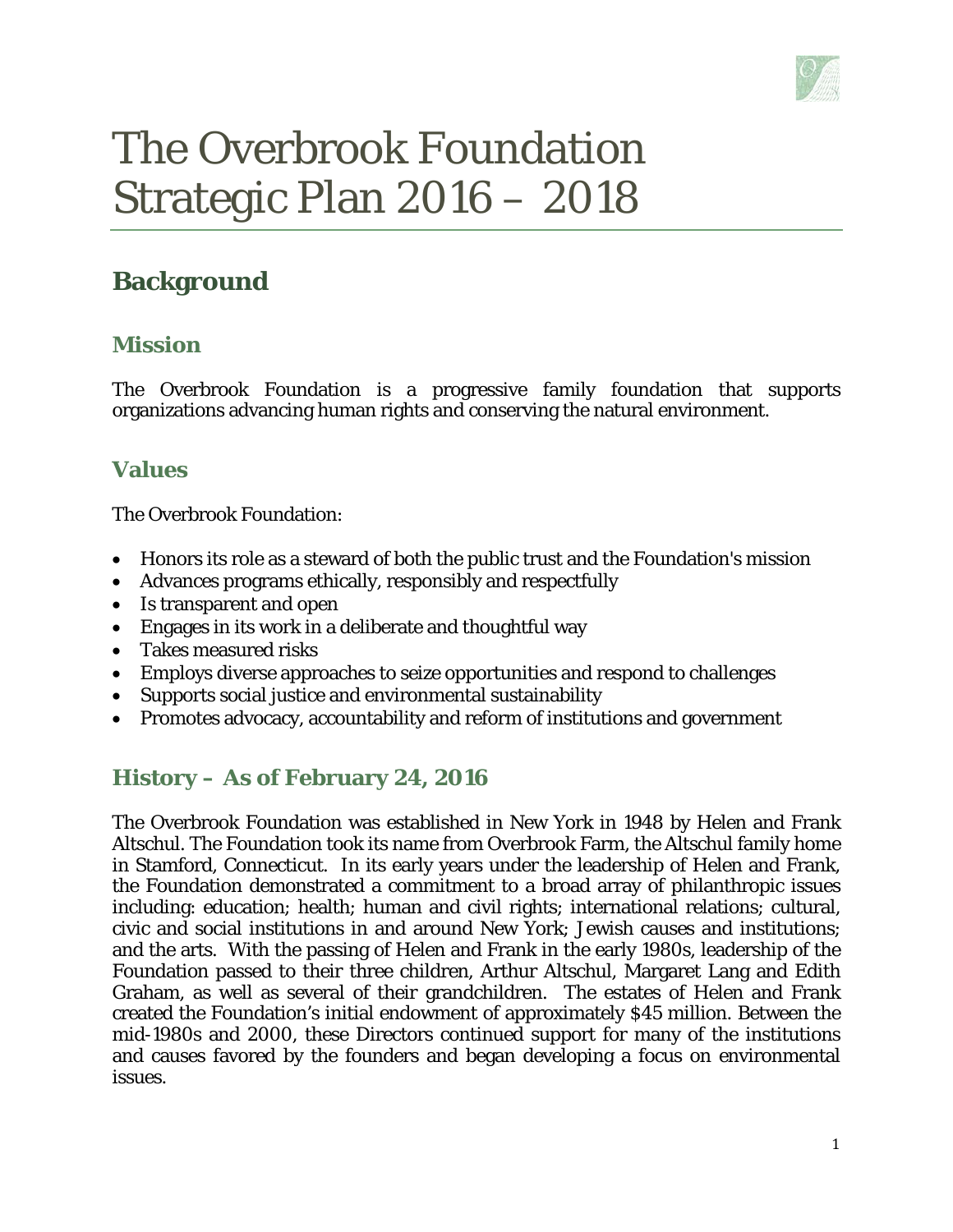# The Overbrook Foundation Strategic Plan 2016 – 2018

## Background

### Mission

The Overbrook Foundation is a progressive family foundation that supports organizations advancing human rights and conserving the natural environment.

### Values

The Overbrook Foundation:

- Honors its role as a steward of both the public trust and the Foundation's mission
- Advances programs ethically, responsibly and respectfully
- Is transparent and open
- Engages in its work in a deliberate and thoughtful way
- Takes measured risks
- Employs diverse approaches to seize opportunities and respond to challenges
- Supports social justice and environmental sustainability
- Promotes advocacy, accountability and reform of institutions and government

### History – As of February 24, 2016

The Overbrook Foundation was established in New York in 1948 by Helen and Frank Altschul. The Foundation took its name from Overbrook Farm, the Altschul family home in Stamford, Connecticut. In its early years under the leadership of Helen and Frank, the Foundation demonstrated a commitment to a broad array of philanthropic issues including: education; health; human and civil rights; international relations; cultural, civic and social institutions in and around New York; Jewish causes and institutions; and the arts. With the passing of Helen and Frank in the early 1980s, leadership of the Foundation passed to their three children, Arthur Altschul, Margaret Lang and Edith Graham, as well as several of their grandchildren. The estates of Helen and Frank created the Foundation's initial endowment of approximately $45 million. Between the mid-1980s and 2000, these Directors continued support for many of the institutions and causes favored by the founders and began developing a focus on environmental issues.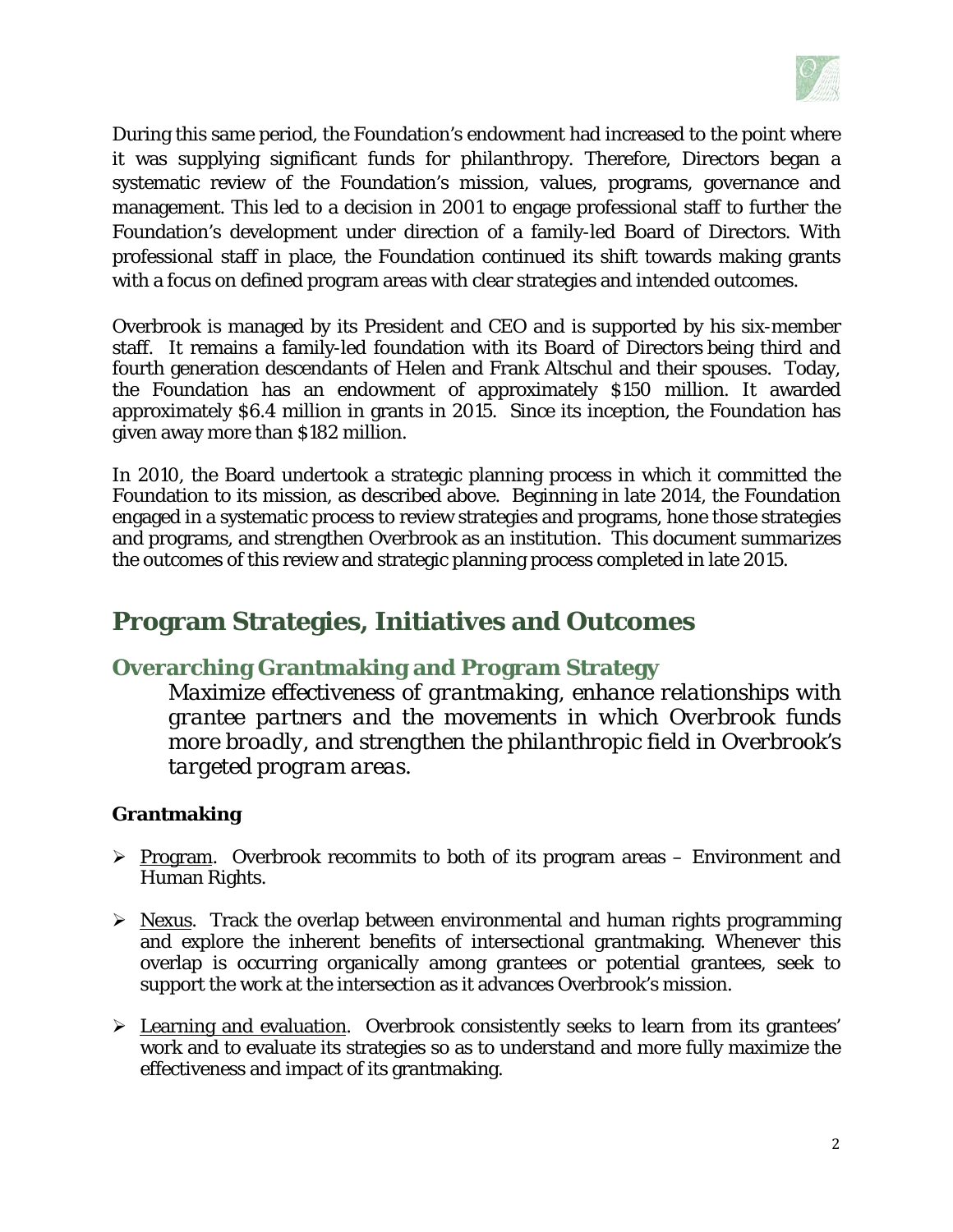During this same period, the Foundation's endowment had increased to the point where it was supplying significant funds for philanthropy. Therefore, Directors began a systematic review of the Foundation's mission, values, programs, governance and management. This led to a decision in 2001 to engage professional staff to further the Foundation's development under direction of a family-led Board of Directors. With professional staff in place, the Foundation continued its shift towards making grants with a focus on defined program areas with clear strategies and intended outcomes.

Overbrook is managed by its President and CEO and is supported by his six-member staff. It remains a family-led foundation with its Board of Directors being third and fourth generation descendants of Helen and Frank Altschul and their spouses. Today, the Foundation has an endowment of approximately $150 million. It awarded approximately $6.4 million in grants in 2015. Since its inception, the Foundation has given away more than $182 million.

In 2010, the Board undertook a strategic planning process in which it committed the Foundation to its mission, as described above. Beginning in late 2014, the Foundation engaged in a systematic process to review strategies and programs, hone those strategies and programs, and strengthen Overbrook as an institution. This document summarizes the outcomes of this review and strategic planning process completed in late 2015.

# Program Strategies, Initiatives and Outcomes

## Overarching Grantmaking and Program Strategy

*Maximize effectiveness of grantmaking, enhance relationships with grantee partners and the movements in which Overbrook funds more broadly, and strengthen the philanthropic field in Overbrook's targeted program areas.*

### Grantmaking

- Program. Overbrook recommits to both of its program areas – Environment and Human Rights.
- Nexus. Track the overlap between environmental and human rights programming and explore the inherent benefits of intersectional grantmaking. Whenever this overlap is occurring organically among grantees or potential grantees, seek to support the work at the intersection as it advances Overbrook's mission.
- Learning and evaluation. Overbrook consistently seeks to learn from its grantees' work and to evaluate its strategies so as to understand and more fully maximize the effectiveness and impact of its grantmaking.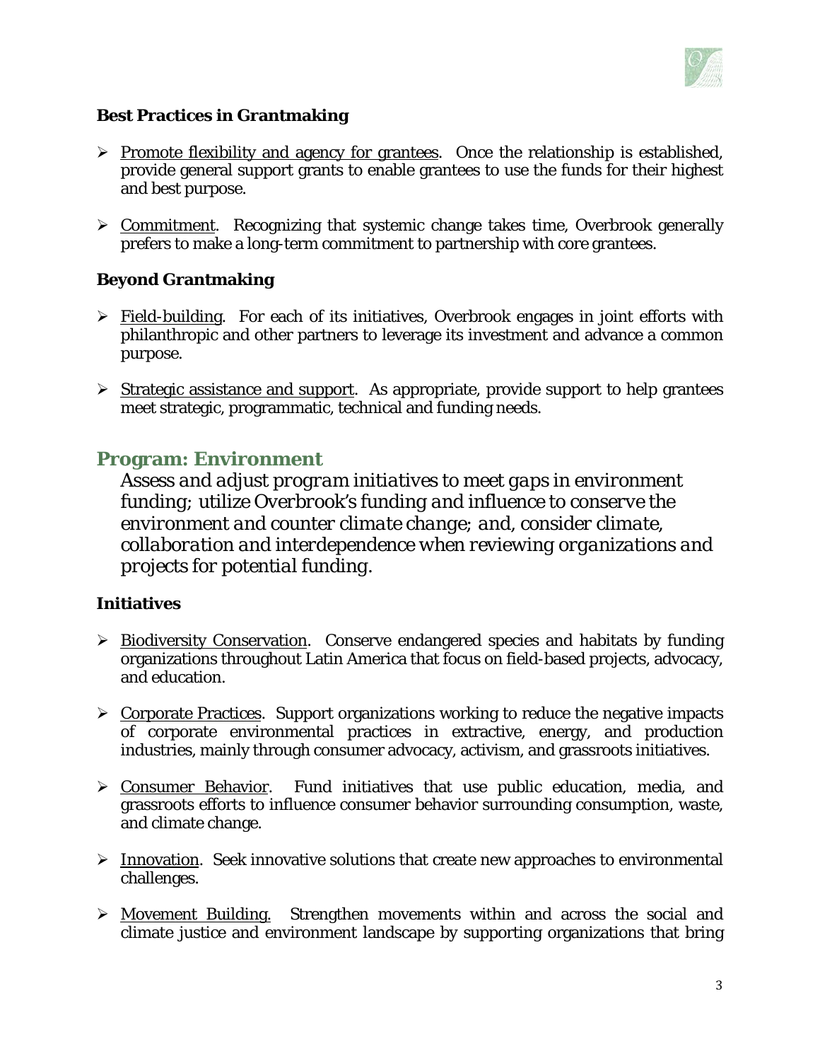### Best Practices in Grantmaking

- Promote flexibility and agency for grantees. Once the relationship is established, provide general support grants to enable grantees to use the funds for their highest and best purpose.

- Commitment. Recognizing that systemic change takes time, Overbrook generally prefers to make a long-term commitment to partnership with core grantees.

### Beyond Grantmaking

- Field-building. For each of its initiatives, Overbrook engages in joint efforts with philanthropic and other partners to leverage its investment and advance a common purpose.

- Strategic assistance and support. As appropriate, provide support to help grantees meet strategic, programmatic, technical and funding needs.

## Program: Environment

*Assess and adjust program initiatives to meet gaps in environment funding; utilize Overbrook's funding and influence to conserve the environment and counter climate change; and, consider climate, collaboration and interdependence when reviewing organizations and projects for potential funding.*

### Initiatives

- Biodiversity Conservation. Conserve endangered species and habitats by funding organizations throughout Latin America that focus on field-based projects, advocacy, and education.

- Corporate Practices. Support organizations working to reduce the negative impacts of corporate environmental practices in extractive, energy, and production industries, mainly through consumer advocacy, activism, and grassroots initiatives.

- Consumer Behavior. Fund initiatives that use public education, media, and grassroots efforts to influence consumer behavior surrounding consumption, waste, and climate change.

- Innovation. Seek innovative solutions that create new approaches to environmental challenges.

- Movement Building. Strengthen movements within and across the social and climate justice and environment landscape by supporting organizations that bring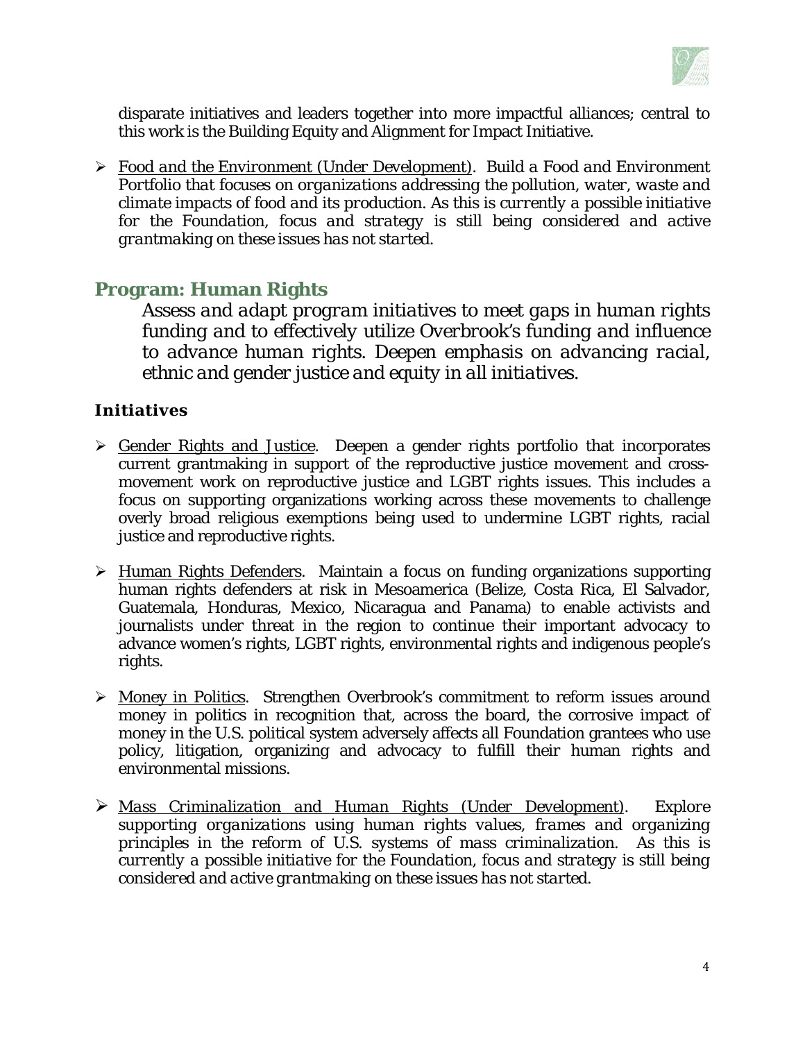disparate initiatives and leaders together into more impactful alliances; central to this work is the Building Equity and Alignment for Impact Initiative.

- *Food and the Environment (Under Development). Build a Food and Environment Portfolio that focuses on organizations addressing the pollution, water, waste and climate impacts of food and its production. As this is currently a possible initiative for the Foundation, focus and strategy is still being considered and active grantmaking on these issues has not started.*

## Program: Human Rights

*Assess and adapt program initiatives to meet gaps in human rights funding and to effectively utilize Overbrook's funding and influence to advance human rights. Deepen emphasis on advancing racial, ethnic and gender justice and equity in all initiatives.*

### Initiatives

- Gender Rights and Justice. Deepen a gender rights portfolio that incorporates current grantmaking in support of the reproductive justice movement and cross-movement work on reproductive justice and LGBT rights issues. This includes a focus on supporting organizations working across these movements to challenge overly broad religious exemptions being used to undermine LGBT rights, racial justice and reproductive rights.

- Human Rights Defenders. Maintain a focus on funding organizations supporting human rights defenders at risk in Mesoamerica (Belize, Costa Rica, El Salvador, Guatemala, Honduras, Mexico, Nicaragua and Panama) to enable activists and journalists under threat in the region to continue their important advocacy to advance women's rights, LGBT rights, environmental rights and indigenous people's rights.

- Money in Politics. Strengthen Overbrook's commitment to reform issues around money in politics in recognition that, across the board, the corrosive impact of money in the U.S. political system adversely affects all Foundation grantees who use policy, litigation, organizing and advocacy to fulfill their human rights and environmental missions.

- *Mass Criminalization and Human Rights (Under Development). Explore supporting organizations using human rights values, frames and organizing principles in the reform of U.S. systems of mass criminalization. As this is currently a possible initiative for the Foundation, focus and strategy is still being considered and active grantmaking on these issues has not started.*